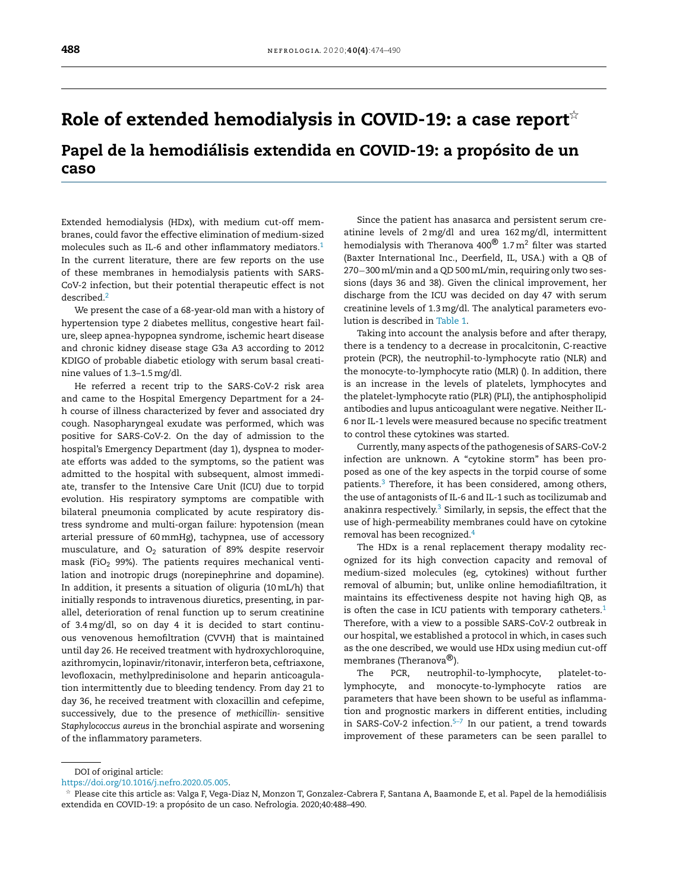# Role of extended hemodialysis in COVID-19: a case report☆

## Papel de la hemodiálisis extendida en COVID-19: a propósito de un caso

Extended hemodialysis (HDx), with medium cut-off membranes, could favor the effective elimination of medium-sized molecules such as IL-6 and other inflammatory mediators.[1] In the current literature, there are few reports on the use of these membranes in hemodialysis patients with SARS-CoV-2 infection, but their potential therapeutic effect is not described.[2]

We present the case of a 68-year-old man with a history of hypertension type 2 diabetes mellitus, congestive heart failure, sleep apnea-hypopnea syndrome, ischemic heart disease and chronic kidney disease stage G3a A3 according to 2012 KDIGO of probable diabetic etiology with serum basal creatinine values of 1.3–1.5 mg/dl.

He referred a recent trip to the SARS-CoV-2 risk area and came to the Hospital Emergency Department for a 24-h course of illness characterized by fever and associated dry cough. Nasopharyngeal exudate was performed, which was positive for SARS-CoV-2. On the day of admission to the hospital's Emergency Department (day 1), dyspnea to moderate efforts was added to the symptoms, so the patient was admitted to the hospital with subsequent, almost immediate, transfer to the Intensive Care Unit (ICU) due to torpid evolution. His respiratory symptoms are compatible with bilateral pneumonia complicated by acute respiratory distress syndrome and multi-organ failure: hypotension (mean arterial pressure of 60 mmHg), tachypnea, use of accessory musculature, and $O_2$ saturation of 89% despite reservoir mask ($FiO_2$ 99%). The patients requires mechanical ventilation and inotropic drugs (norepinephrine and dopamine). In addition, it presents a situation of oliguria (10 mL/h) that initially responds to intravenous diuretics, presenting, in parallel, deterioration of renal function up to serum creatinine of 3.4 mg/dl, so on day 4 it is decided to start continuous venovenous hemofiltration (CVVH) that is maintained until day 26. He received treatment with hydroxychloroquine, azithromycin, lopinavir/ritonavir, interferon beta, ceftriaxone, levofloxacin, methylpredinisolone and heparin anticoagulation intermittently due to bleeding tendency. From day 21 to day 36, he received treatment with cloxacillin and cefepime, successively, due to the presence of *methicillin- sensitive Staphylococcus aureus* in the bronchial aspirate and worsening of the inflammatory parameters.

Since the patient has anasarca and persistent serum creatinine levels of 2 mg/dl and urea 162 mg/dl, intermittent hemodialysis with Theranova 400® 1.7 $m^2$ filter was started (Baxter International Inc., Deerfield, IL, USA.) with a QB of 270−300 ml/min and a QD 500 mL/min, requiring only two sessions (days 36 and 38). Given the clinical improvement, her discharge from the ICU was decided on day 47 with serum creatinine levels of 1.3 mg/dl. The analytical parameters evolution is described in Table 1.

Taking into account the analysis before and after therapy, there is a tendency to a decrease in procalcitonin, C-reactive protein (PCR), the neutrophil-to-lymphocyte ratio (NLR) and the monocyte-to-lymphocyte ratio (MLR) (). In addition, there is an increase in the levels of platelets, lymphocytes and the platelet-lymphocyte ratio (PLR) (PLI), the antiphospholipid antibodies and lupus anticoagulant were negative. Neither IL-6 nor IL-1 levels were measured because no specific treatment to control these cytokines was started.

Currently, many aspects of the pathogenesis of SARS-CoV-2 infection are unknown. A "cytokine storm" has been proposed as one of the key aspects in the torpid course of some patients.[3] Therefore, it has been considered, among others, the use of antagonists of IL-6 and IL-1 such as tocilizumab and anakinra respectively.[3] Similarly, in sepsis, the effect that the use of high-permeability membranes could have on cytokine removal has been recognized.[4]

The HDx is a renal replacement therapy modality recognized for its high convection capacity and removal of medium-sized molecules (eg, cytokines) without further removal of albumin; but, unlike online hemodiafiltration, it maintains its effectiveness despite not having high QB, as is often the case in ICU patients with temporary catheters.[1] Therefore, with a view to a possible SARS-CoV-2 outbreak in our hospital, we established a protocol in which, in cases such as the one described, we would use HDx using mediun cut-off membranes (Theranova®).

The PCR, neutrophil-to-lymphocyte, platelet-to-lymphocyte, and monocyte-to-lymphocyte ratios are parameters that have been shown to be useful as inflammation and prognostic markers in different entities, including in SARS-CoV-2 infection.[5–7] In our patient, a trend towards improvement of these parameters can be seen parallel to

DOI of original article:
https://doi.org/10.1016/j.nefro.2020.05.005.

☆ Please cite this article as: Valga F, Vega-Diaz N, Monzon T, Gonzalez-Cabrera F, Santana A, Baamonde E, et al. Papel de la hemodiálisis extendida en COVID-19: a propósito de un caso. Nefrologia. 2020;40:488–490.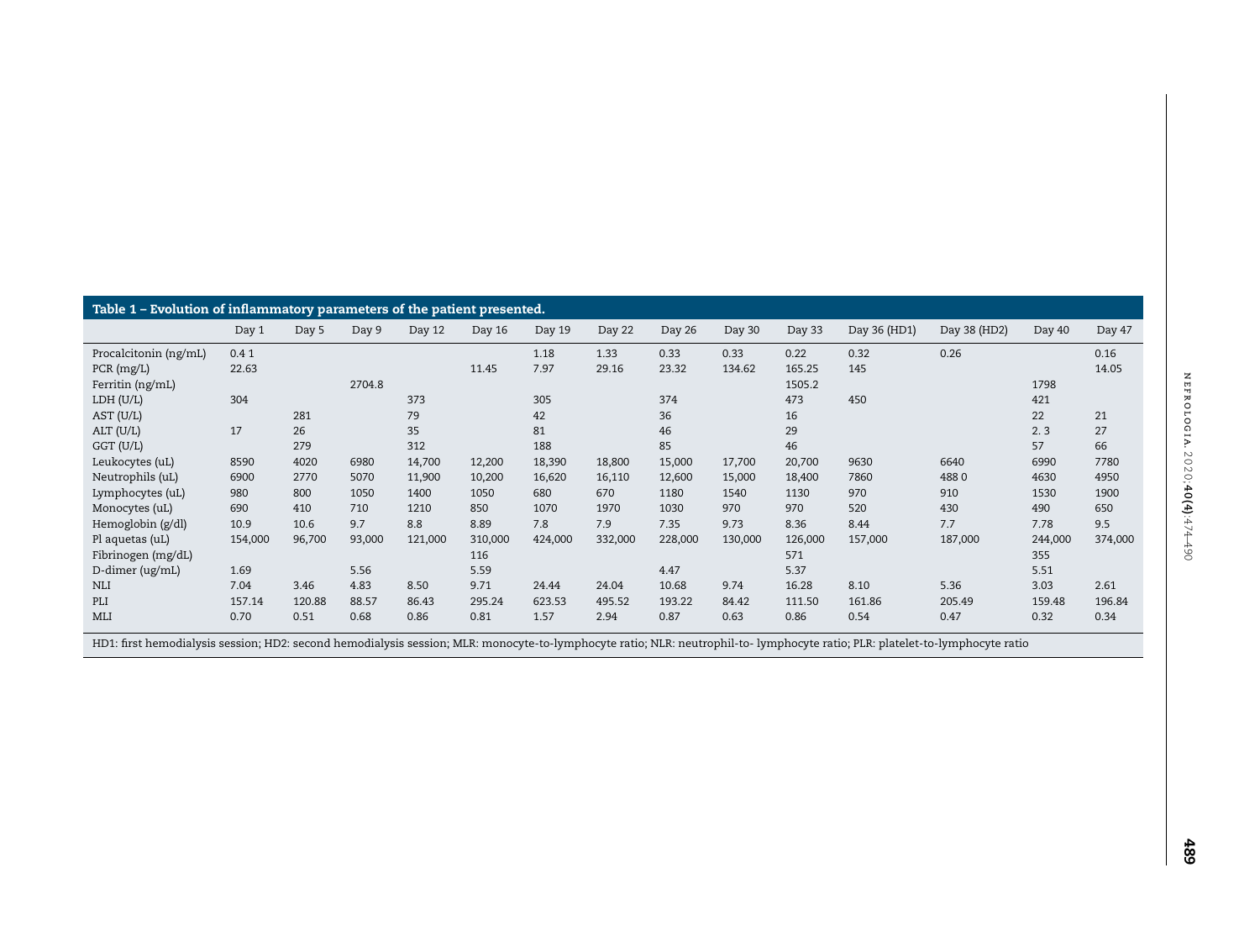**Table 1 – Evolution of inflammatory parameters of the patient presented.**

| | Day 1 | Day 5 | Day 9 | Day 12 | Day 16 | Day 19 | Day 22 | Day 26 | Day 30 | Day 33 | Day 36 (HD1) | Day 38 (HD2) | Day 40 | Day 47 |
|---|---|---|---|---|---|---|---|---|---|---|---|---|---|---|
| Procalcitonin (ng/mL) | 0.4 1 | | | | | 1.18 | 1.33 | 0.33 | 0.33 | 0.22 | 0.32 | 0.26 | | 0.16 |
| PCR (mg/L) | 22.63 | | | | 11.45 | 7.97 | 29.16 | 23.32 | 134.62 | 165.25 | 145 | | | 14.05 |
| Ferritin (ng/mL) | | | 2704.8 | | | | | | | 1505.2 | | | 1798 | |
| LDH (U/L) | 304 | | | 373 | | 305 | | 374 | | 473 | 450 | | 421 | |
| AST (U/L) | | 281 | | 79 | | 42 | | 36 | | 16 | | | 22 | 21 |
| ALT (U/L) | 17 | 26 | | 35 | | 81 | | 46 | | 29 | | | 2. 3 | 27 |
| GGT (U/L) | | 279 | | 312 | | 188 | | 85 | | 46 | | | 57 | 66 |
| Leukocytes (uL) | 8590 | 4020 | 6980 | 14,700 | 12,200 | 18,390 | 18,800 | 15,000 | 17,700 | 20,700 | 9630 | 6640 | 6990 | 7780 |
| Neutrophils (uL) | 6900 | 2770 | 5070 | 11,900 | 10,200 | 16,620 | 16,110 | 12,600 | 15,000 | 18,400 | 7860 | 488 0 | 4630 | 4950 |
| Lymphocytes (uL) | 980 | 800 | 1050 | 1400 | 1050 | 680 | 670 | 1180 | 1540 | 1130 | 970 | 910 | 1530 | 1900 |
| Monocytes (uL) | 690 | 410 | 710 | 1210 | 850 | 1070 | 1970 | 1030 | 970 | 970 | 520 | 430 | 490 | 650 |
| Hemoglobin (g/dl) | 10.9 | 10.6 | 9.7 | 8.8 | 8.89 | 7.8 | 7.9 | 7.35 | 9.73 | 8.36 | 8.44 | 7.7 | 7.78 | 9.5 |
| Pl aquetas (uL) | 154,000 | 96,700 | 93,000 | 121,000 | 310,000 | 424,000 | 332,000 | 228,000 | 130,000 | 126,000 | 157,000 | 187,000 | 244,000 | 374,000 |
| Fibrinogen (mg/dL) | | | | | 116 | | | | | 571 | | | 355 | |
| D-dimer (ug/mL) | 1.69 | | 5.56 | | 5.59 | | | 4.47 | | 5.37 | | | 5.51 | |
| NLI | 7.04 | 3.46 | 4.83 | 8.50 | 9.71 | 24.44 | 24.04 | 10.68 | 9.74 | 16.28 | 8.10 | 5.36 | 3.03 | 2.61 |
| PLI | 157.14 | 120.88 | 88.57 | 86.43 | 295.24 | 623.53 | 495.52 | 193.22 | 84.42 | 111.50 | 161.86 | 205.49 | 159.48 | 196.84 |
| MLI | 0.70 | 0.51 | 0.68 | 0.86 | 0.81 | 1.57 | 2.94 | 0.87 | 0.63 | 0.86 | 0.54 | 0.47 | 0.32 | 0.34 |

HD1: first hemodialysis session; HD2: second hemodialysis session; MLR: monocyte-to-lymphocyte ratio; NLR: neutrophil-to- lymphocyte ratio; PLR: platelet-to-lymphocyte ratio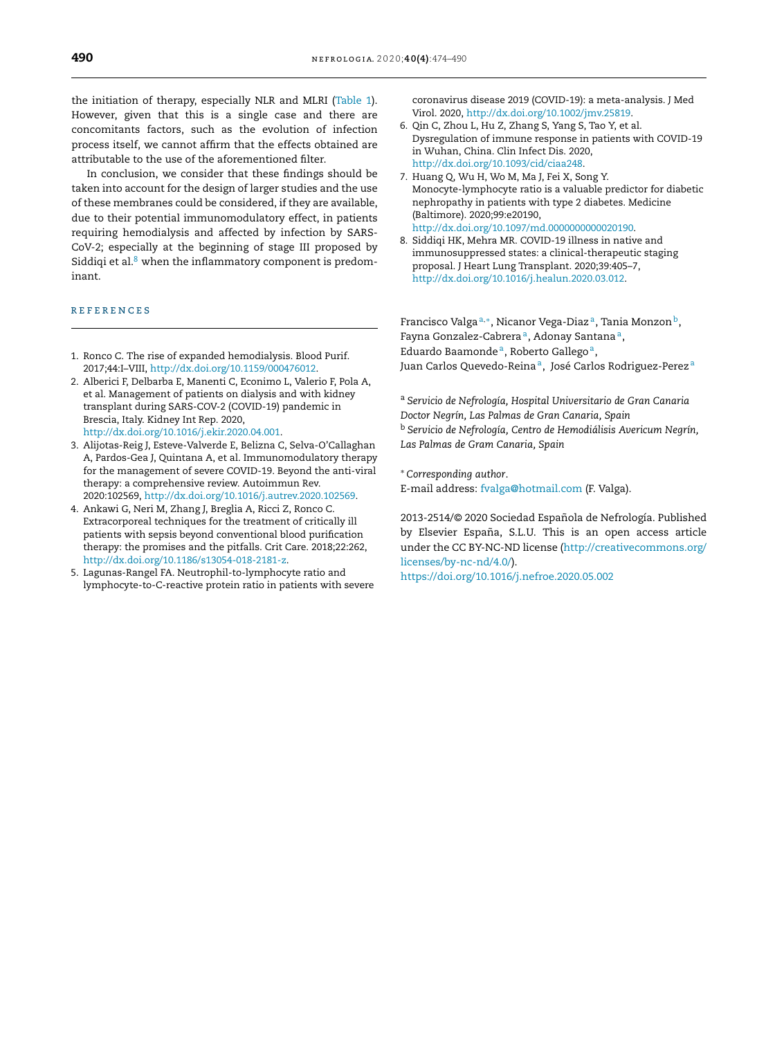the initiation of therapy, especially NLR and MLRI (Table 1). However, given that this is a single case and there are concomitants factors, such as the evolution of infection process itself, we cannot affirm that the effects obtained are attributable to the use of the aforementioned filter.

In conclusion, we consider that these findings should be taken into account for the design of larger studies and the use of these membranes could be considered, if they are available, due to their potential immunomodulatory effect, in patients requiring hemodialysis and affected by infection by SARS-CoV-2; especially at the beginning of stage III proposed by Siddiqi et al.[8] when the inflammatory component is predominant.

## REFERENCES

1. Ronco C. The rise of expanded hemodialysis. Blood Purif. 2017;44:I–VIII, http://dx.doi.org/10.1159/000476012.
2. Alberici F, Delbarba E, Manenti C, Econimo L, Valerio F, Pola A, et al. Management of patients on dialysis and with kidney transplant during SARS-COV-2 (COVID-19) pandemic in Brescia, Italy. Kidney Int Rep. 2020, http://dx.doi.org/10.1016/j.ekir.2020.04.001.
3. Alijotas-Reig J, Esteve-Valverde E, Belizna C, Selva-O'Callaghan A, Pardos-Gea J, Quintana A, et al. Immunomodulatory therapy for the management of severe COVID-19. Beyond the anti-viral therapy: a comprehensive review. Autoimmun Rev. 2020:102569, http://dx.doi.org/10.1016/j.autrev.2020.102569.
4. Ankawi G, Neri M, Zhang J, Breglia A, Ricci Z, Ronco C. Extracorporeal techniques for the treatment of critically ill patients with sepsis beyond conventional blood purification therapy: the promises and the pitfalls. Crit Care. 2018;22:262, http://dx.doi.org/10.1186/s13054-018-2181-z.
5. Lagunas-Rangel FA. Neutrophil-to-lymphocyte ratio and lymphocyte-to-C-reactive protein ratio in patients with severe coronavirus disease 2019 (COVID-19): a meta-analysis. J Med Virol. 2020, http://dx.doi.org/10.1002/jmv.25819.
6. Qin C, Zhou L, Hu Z, Zhang S, Yang S, Tao Y, et al. Dysregulation of immune response in patients with COVID-19 in Wuhan, China. Clin Infect Dis. 2020, http://dx.doi.org/10.1093/cid/ciaa248.
7. Huang Q, Wu H, Wo M, Ma J, Fei X, Song Y. Monocyte-lymphocyte ratio is a valuable predictor for diabetic nephropathy in patients with type 2 diabetes. Medicine (Baltimore). 2020;99:e20190, http://dx.doi.org/10.1097/md.0000000000020190.
8. Siddiqi HK, Mehra MR. COVID-19 illness in native and immunosuppressed states: a clinical-therapeutic staging proposal. J Heart Lung Transplant. 2020;39:405–7, http://dx.doi.org/10.1016/j.healun.2020.03.012.

Francisco Valga[a,*], Nicanor Vega-Diaz[a], Tania Monzon[b], Fayna Gonzalez-Cabrera[a], Adonay Santana[a], Eduardo Baamonde[a], Roberto Gallego[a], Juan Carlos Quevedo-Reina[a], José Carlos Rodriguez-Perez[a]

[a] *Servicio de Nefrología, Hospital Universitario de Gran Canaria Doctor Negrín, Las Palmas de Gran Canaria, Spain*
[b] *Servicio de Nefrología, Centro de Hemodiálisis Avericum Negrín, Las Palmas de Gram Canaria, Spain*

\* *Corresponding author.*
E-mail address: fvalga@hotmail.com (F. Valga).

2013-2514/© 2020 Sociedad Española de Nefrología. Published by Elsevier España, S.L.U. This is an open access article under the CC BY-NC-ND license (http://creativecommons.org/licenses/by-nc-nd/4.0/).
https://doi.org/10.1016/j.nefroe.2020.05.002